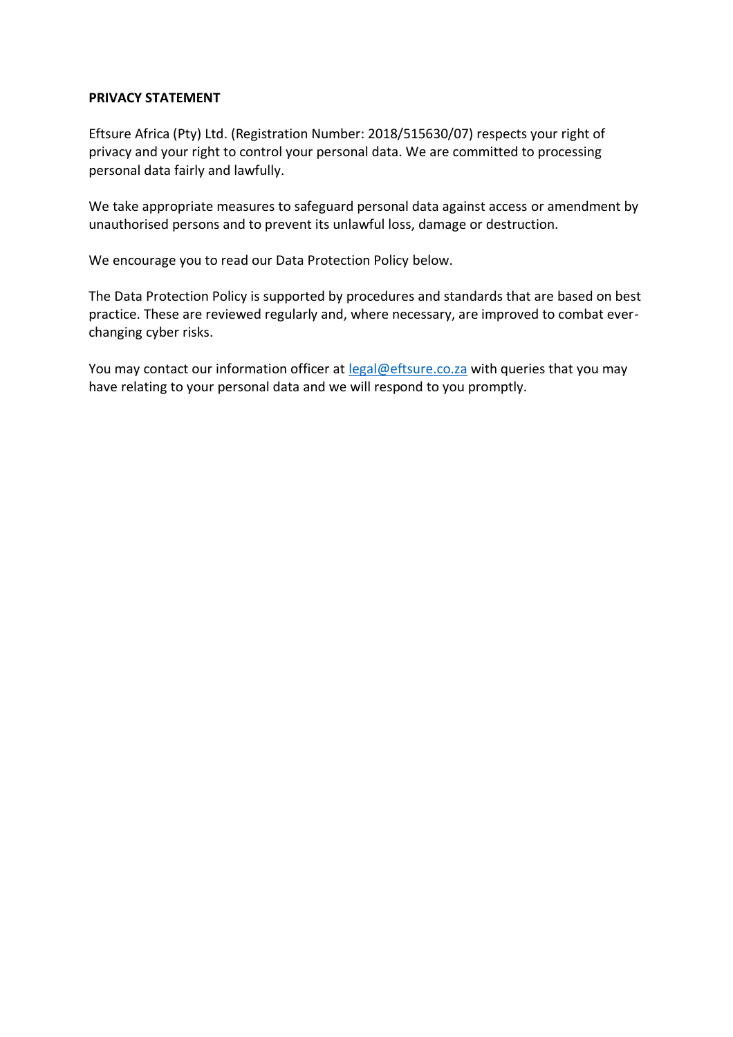**PRIVACY STATEMENT**

Eftsure Africa (Pty) Ltd. (Registration Number: 2018/515630/07) respects your right of privacy and your right to control your personal data. We are committed to processing personal data fairly and lawfully.

We take appropriate measures to safeguard personal data against access or amendment by unauthorised persons and to prevent its unlawful loss, damage or destruction.

We encourage you to read our Data Protection Policy below.

The Data Protection Policy is supported by procedures and standards that are based on best practice. These are reviewed regularly and, where necessary, are improved to combat ever-changing cyber risks.

You may contact our information officer at [legal@eftsure.co.za](mailto:legal@eftsure.co.za) with queries that you may have relating to your personal data and we will respond to you promptly.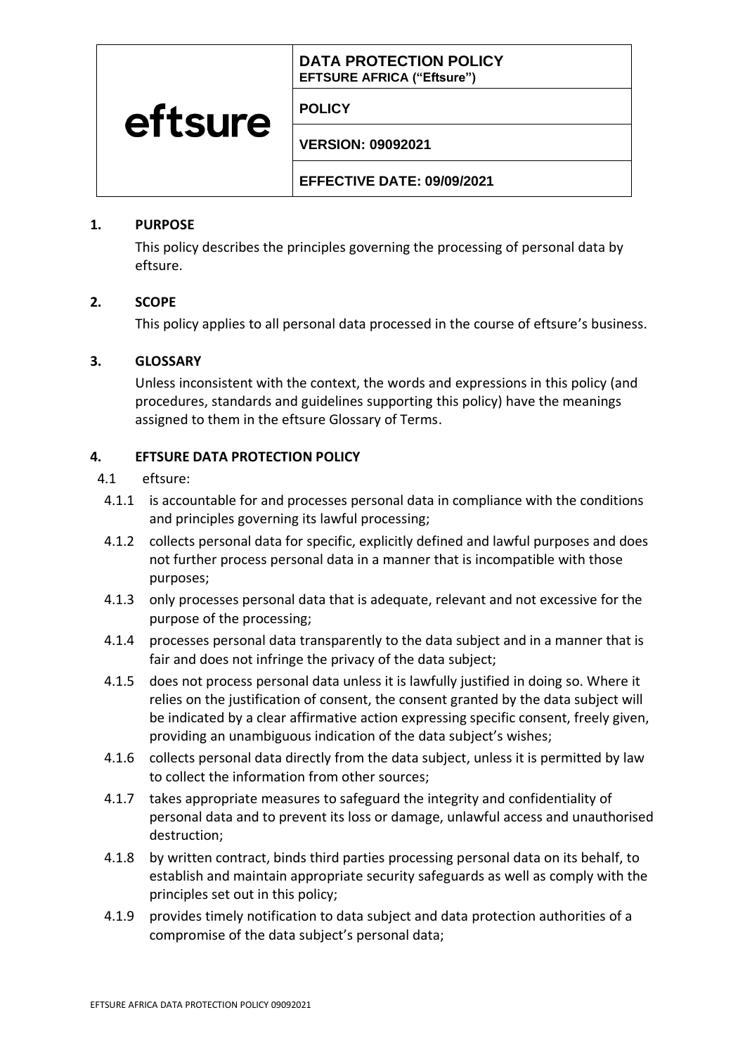| eftsure | **DATA PROTECTION POLICY**<br>**EFTSURE AFRICA ("Eftsure")** |
|---|---|
| | **POLICY** |
| | **VERSION: 09092021** |
| | **EFFECTIVE DATE: 09/09/2021** |

## 1. PURPOSE

This policy describes the principles governing the processing of personal data by eftsure.

## 2. SCOPE

This policy applies to all personal data processed in the course of eftsure's business.

## 3. GLOSSARY

Unless inconsistent with the context, the words and expressions in this policy (and procedures, standards and guidelines supporting this policy) have the meanings assigned to them in the eftsure Glossary of Terms.

## 4. EFTSURE DATA PROTECTION POLICY

4.1 eftsure:

4.1.1 is accountable for and processes personal data in compliance with the conditions and principles governing its lawful processing;

4.1.2 collects personal data for specific, explicitly defined and lawful purposes and does not further process personal data in a manner that is incompatible with those purposes;

4.1.3 only processes personal data that is adequate, relevant and not excessive for the purpose of the processing;

4.1.4 processes personal data transparently to the data subject and in a manner that is fair and does not infringe the privacy of the data subject;

4.1.5 does not process personal data unless it is lawfully justified in doing so. Where it relies on the justification of consent, the consent granted by the data subject will be indicated by a clear affirmative action expressing specific consent, freely given, providing an unambiguous indication of the data subject's wishes;

4.1.6 collects personal data directly from the data subject, unless it is permitted by law to collect the information from other sources;

4.1.7 takes appropriate measures to safeguard the integrity and confidentiality of personal data and to prevent its loss or damage, unlawful access and unauthorised destruction;

4.1.8 by written contract, binds third parties processing personal data on its behalf, to establish and maintain appropriate security safeguards as well as comply with the principles set out in this policy;

4.1.9 provides timely notification to data subject and data protection authorities of a compromise of the data subject's personal data;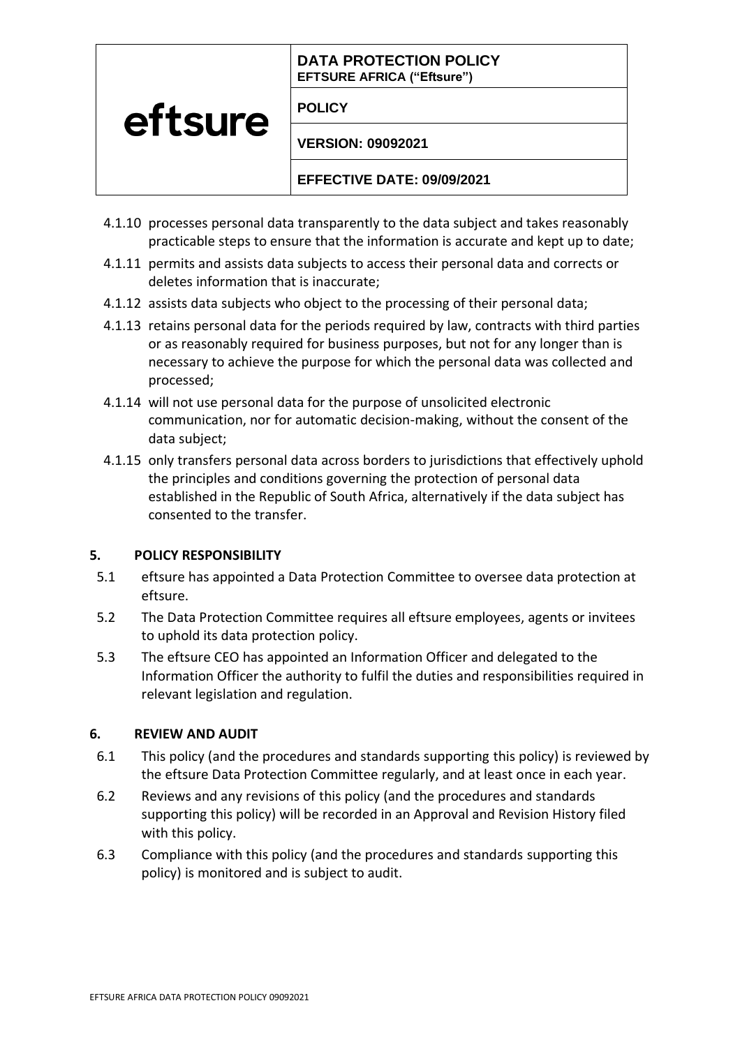4.1.10 processes personal data transparently to the data subject and takes reasonably practicable steps to ensure that the information is accurate and kept up to date;

4.1.11 permits and assists data subjects to access their personal data and corrects or deletes information that is inaccurate;

4.1.12 assists data subjects who object to the processing of their personal data;

4.1.13 retains personal data for the periods required by law, contracts with third parties or as reasonably required for business purposes, but not for any longer than is necessary to achieve the purpose for which the personal data was collected and processed;

4.1.14 will not use personal data for the purpose of unsolicited electronic communication, nor for automatic decision-making, without the consent of the data subject;

4.1.15 only transfers personal data across borders to jurisdictions that effectively uphold the principles and conditions governing the protection of personal data established in the Republic of South Africa, alternatively if the data subject has consented to the transfer.

## 5. POLICY RESPONSIBILITY

5.1 eftsure has appointed a Data Protection Committee to oversee data protection at eftsure.

5.2 The Data Protection Committee requires all eftsure employees, agents or invitees to uphold its data protection policy.

5.3 The eftsure CEO has appointed an Information Officer and delegated to the Information Officer the authority to fulfil the duties and responsibilities required in relevant legislation and regulation.

## 6. REVIEW AND AUDIT

6.1 This policy (and the procedures and standards supporting this policy) is reviewed by the eftsure Data Protection Committee regularly, and at least once in each year.

6.2 Reviews and any revisions of this policy (and the procedures and standards supporting this policy) will be recorded in an Approval and Revision History filed with this policy.

6.3 Compliance with this policy (and the procedures and standards supporting this policy) is monitored and is subject to audit.